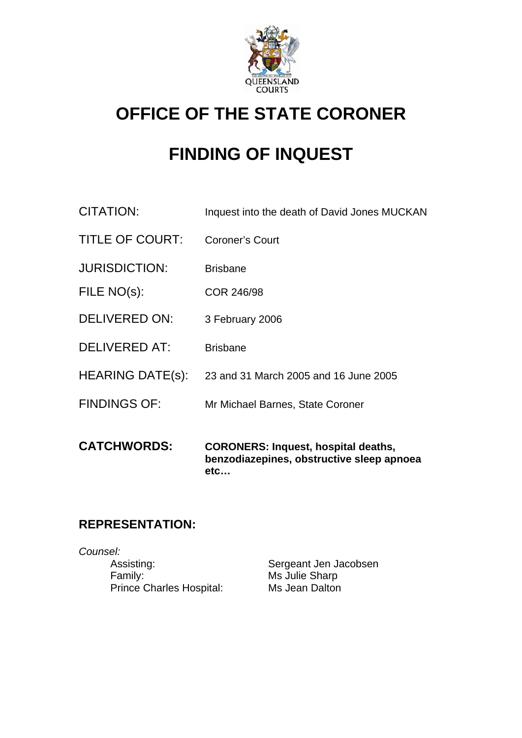# OFFICE OF THE STATE CORONER

# FINDING OF INQUEST

| | |
|---|---|
| CITATION: | Inquest into the death of David Jones MUCKAN |
| TITLE OF COURT: | Coroner's Court |
| JURISDICTION: | Brisbane |
| FILE NO(s): | COR 246/98 |
| DELIVERED ON: | 3 February 2006 |
| DELIVERED AT: | Brisbane |
| HEARING DATE(s): | 23 and 31 March 2005 and 16 June 2005 |
| FINDINGS OF: | Mr Michael Barnes, State Coroner |
| **CATCHWORDS:** | **CORONERS: Inquest, hospital deaths, benzodiazepines, obstructive sleep apnoea etc…** |

## REPRESENTATION:

*Counsel:*

| | |
|---|---|
| Assisting: | Sergeant Jen Jacobsen |
| Family: | Ms Julie Sharp |
| Prince Charles Hospital: | Ms Jean Dalton |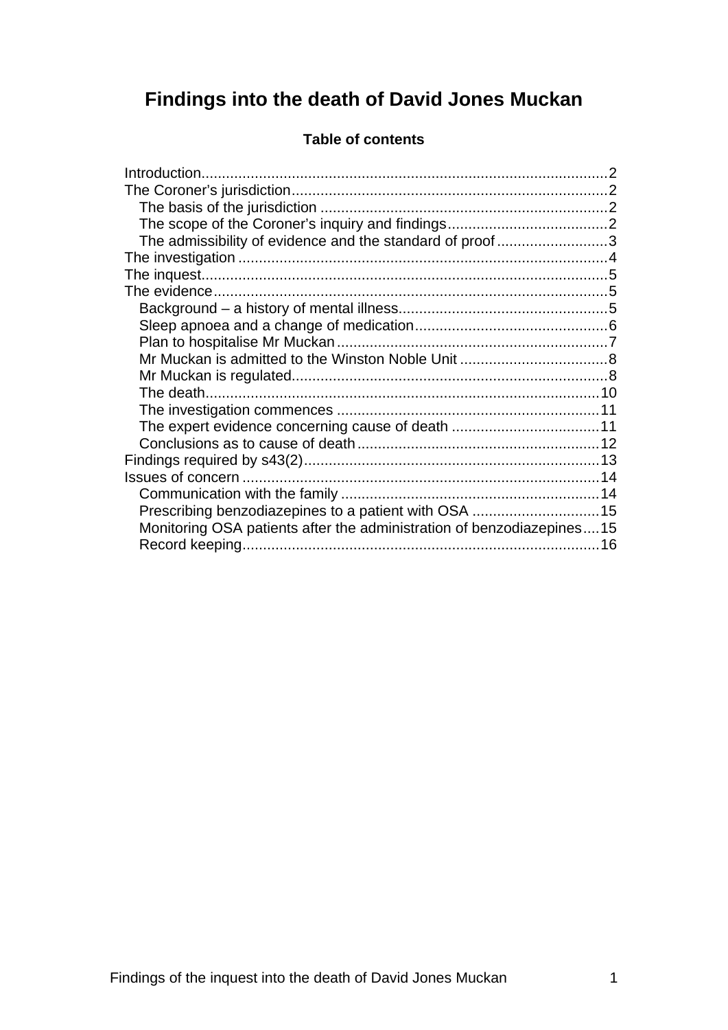# Findings into the death of David Jones Muckan

**Table of contents**

- Introduction .......... 2
- The Coroner's jurisdiction .......... 2
  - The basis of the jurisdiction .......... 2
  - The scope of the Coroner's inquiry and findings .......... 2
  - The admissibility of evidence and the standard of proof .......... 3
- The investigation .......... 4
- The inquest .......... 5
- The evidence .......... 5
  - Background – a history of mental illness .......... 5
  - Sleep apnoea and a change of medication .......... 6
  - Plan to hospitalise Mr Muckan .......... 7
  - Mr Muckan is admitted to the Winston Noble Unit .......... 8
  - Mr Muckan is regulated .......... 8
  - The death .......... 10
  - The investigation commences .......... 11
  - The expert evidence concerning cause of death .......... 11
  - Conclusions as to cause of death .......... 12
- Findings required by s43(2) .......... 13
- Issues of concern .......... 14
  - Communication with the family .......... 14
  - Prescribing benzodiazepines to a patient with OSA .......... 15
  - Monitoring OSA patients after the administration of benzodiazepines .......... 15
  - Record keeping .......... 16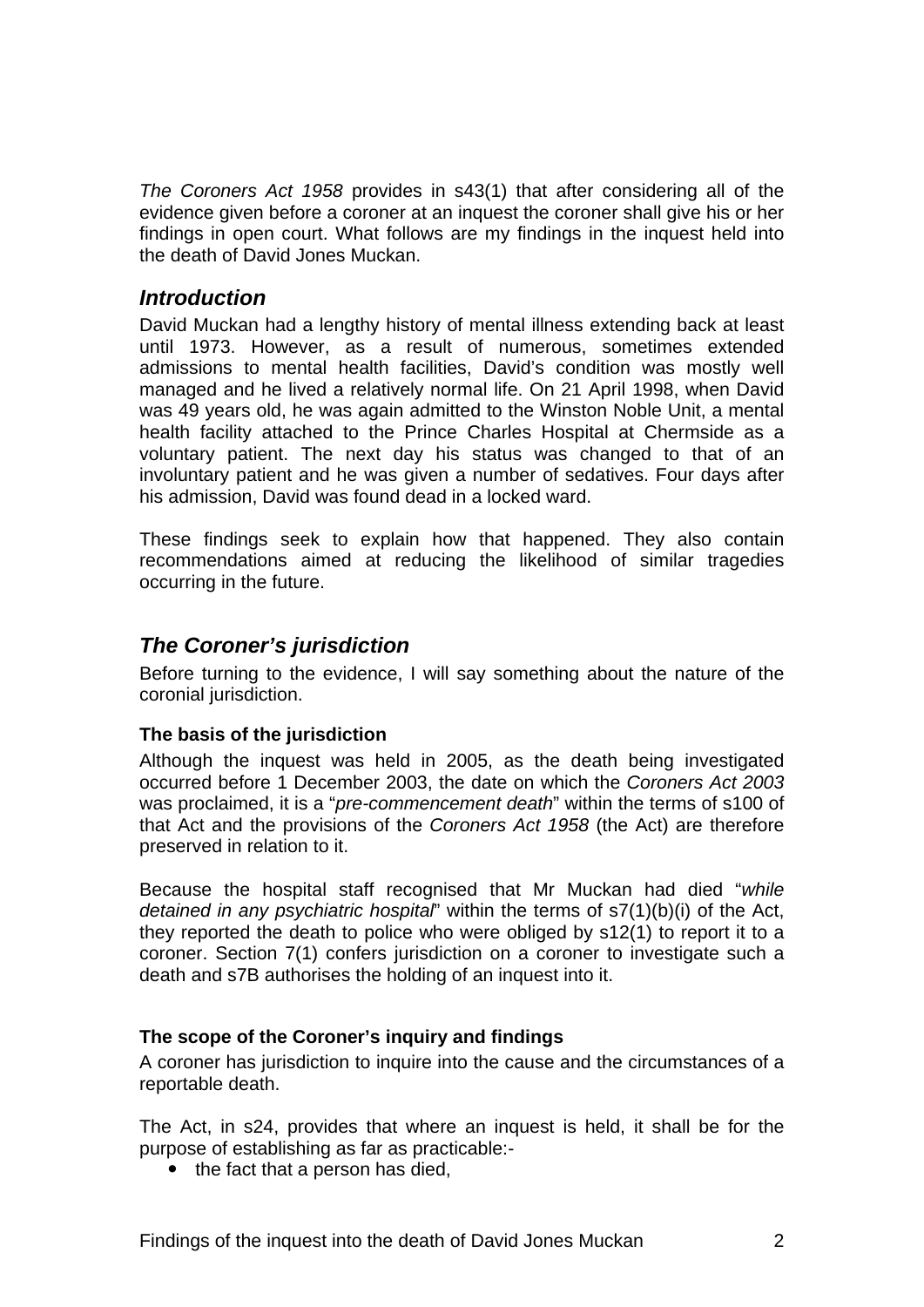*The Coroners Act 1958* provides in s43(1) that after considering all of the evidence given before a coroner at an inquest the coroner shall give his or her findings in open court. What follows are my findings in the inquest held into the death of David Jones Muckan.

## *Introduction*

David Muckan had a lengthy history of mental illness extending back at least until 1973. However, as a result of numerous, sometimes extended admissions to mental health facilities, David's condition was mostly well managed and he lived a relatively normal life. On 21 April 1998, when David was 49 years old, he was again admitted to the Winston Noble Unit, a mental health facility attached to the Prince Charles Hospital at Chermside as a voluntary patient. The next day his status was changed to that of an involuntary patient and he was given a number of sedatives. Four days after his admission, David was found dead in a locked ward.

These findings seek to explain how that happened. They also contain recommendations aimed at reducing the likelihood of similar tragedies occurring in the future.

## *The Coroner's jurisdiction*

Before turning to the evidence, I will say something about the nature of the coronial jurisdiction.

### The basis of the jurisdiction

Although the inquest was held in 2005, as the death being investigated occurred before 1 December 2003, the date on which the *Coroners Act 2003* was proclaimed, it is a "*pre-commencement death*" within the terms of s100 of that Act and the provisions of the *Coroners Act 1958* (the Act) are therefore preserved in relation to it.

Because the hospital staff recognised that Mr Muckan had died "*while detained in any psychiatric hospital*" within the terms of s7(1)(b)(i) of the Act, they reported the death to police who were obliged by s12(1) to report it to a coroner. Section 7(1) confers jurisdiction on a coroner to investigate such a death and s7B authorises the holding of an inquest into it.

### The scope of the Coroner's inquiry and findings

A coroner has jurisdiction to inquire into the cause and the circumstances of a reportable death.

The Act, in s24, provides that where an inquest is held, it shall be for the purpose of establishing as far as practicable:-

- the fact that a person has died,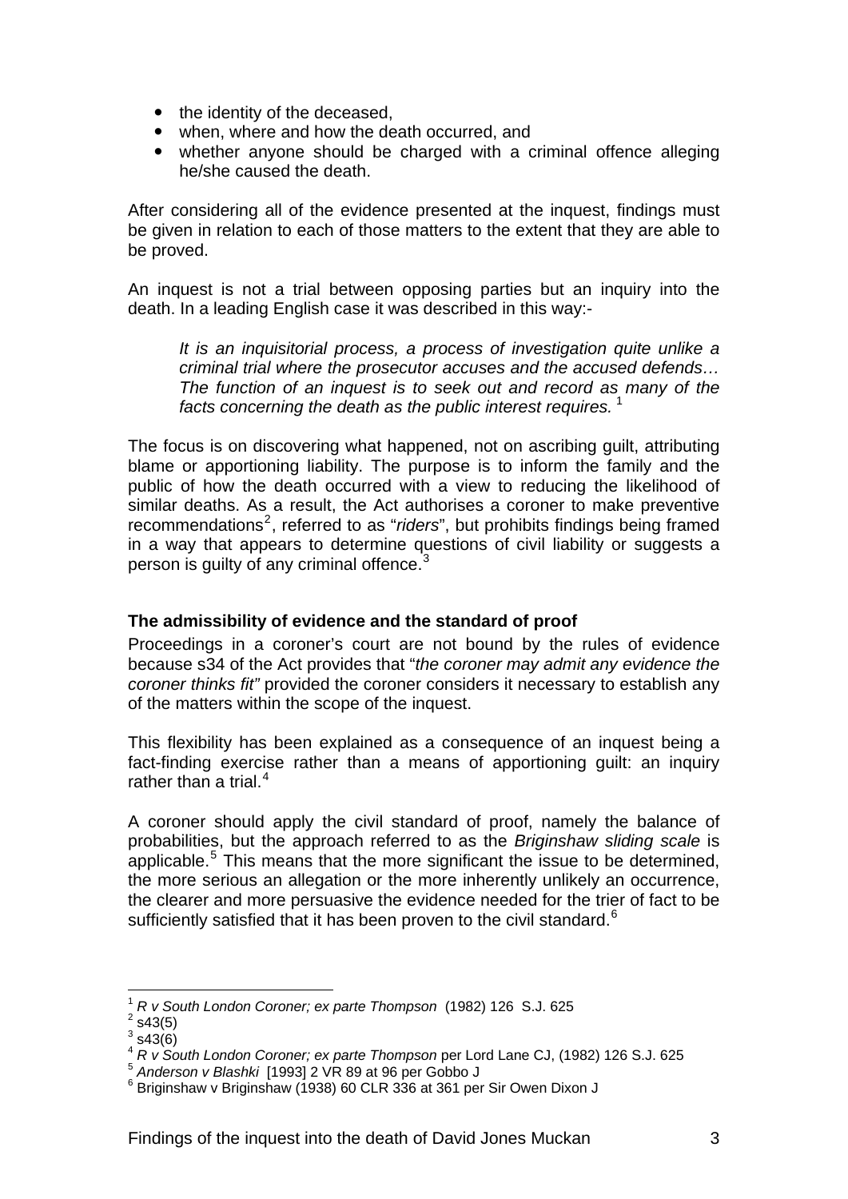- the identity of the deceased,
- when, where and how the death occurred, and
- whether anyone should be charged with a criminal offence alleging he/she caused the death.

After considering all of the evidence presented at the inquest, findings must be given in relation to each of those matters to the extent that they are able to be proved.

An inquest is not a trial between opposing parties but an inquiry into the death. In a leading English case it was described in this way:-

> *It is an inquisitorial process, a process of investigation quite unlike a criminal trial where the prosecutor accuses and the accused defends… The function of an inquest is to seek out and record as many of the facts concerning the death as the public interest requires.* [1]

The focus is on discovering what happened, not on ascribing guilt, attributing blame or apportioning liability. The purpose is to inform the family and the public of how the death occurred with a view to reducing the likelihood of similar deaths. As a result, the Act authorises a coroner to make preventive recommendations[2], referred to as "*riders*", but prohibits findings being framed in a way that appears to determine questions of civil liability or suggests a person is guilty of any criminal offence.[3]

### The admissibility of evidence and the standard of proof

Proceedings in a coroner's court are not bound by the rules of evidence because s34 of the Act provides that "*the coroner may admit any evidence the coroner thinks fit"* provided the coroner considers it necessary to establish any of the matters within the scope of the inquest.

This flexibility has been explained as a consequence of an inquest being a fact-finding exercise rather than a means of apportioning guilt: an inquiry rather than a trial.[4]

A coroner should apply the civil standard of proof, namely the balance of probabilities, but the approach referred to as the *Briginshaw sliding scale* is applicable.[5] This means that the more significant the issue to be determined, the more serious an allegation or the more inherently unlikely an occurrence, the clearer and more persuasive the evidence needed for the trier of fact to be sufficiently satisfied that it has been proven to the civil standard.[6]

---

[1] *R v South London Coroner; ex parte Thompson* (1982) 126 S.J. 625
[2] s43(5)
[3] s43(6)
[4] *R v South London Coroner; ex parte Thompson* per Lord Lane CJ, (1982) 126 S.J. 625
[5] *Anderson v Blashki* [1993] 2 VR 89 at 96 per Gobbo J
[6] Briginshaw v Briginshaw (1938) 60 CLR 336 at 361 per Sir Owen Dixon J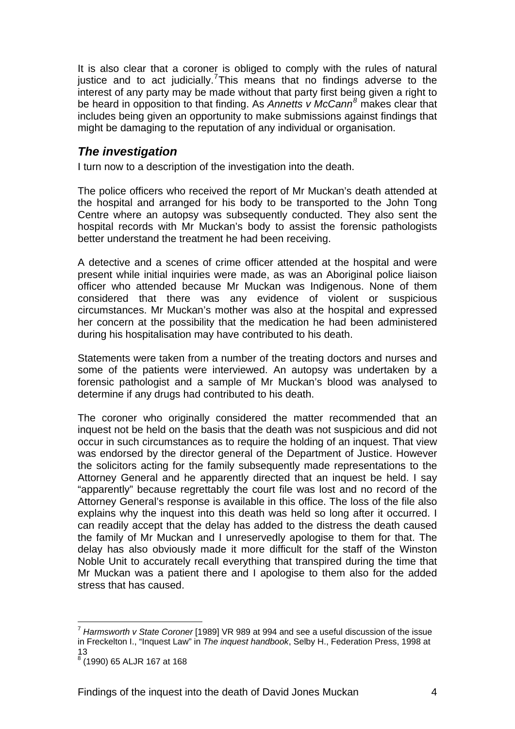It is also clear that a coroner is obliged to comply with the rules of natural justice and to act judicially.[7] This means that no findings adverse to the interest of any party may be made without that party first being given a right to be heard in opposition to that finding. As *Annetts v McCann*[8] makes clear that includes being given an opportunity to make submissions against findings that might be damaging to the reputation of any individual or organisation.

## *The investigation*

I turn now to a description of the investigation into the death.

The police officers who received the report of Mr Muckan's death attended at the hospital and arranged for his body to be transported to the John Tong Centre where an autopsy was subsequently conducted. They also sent the hospital records with Mr Muckan's body to assist the forensic pathologists better understand the treatment he had been receiving.

A detective and a scenes of crime officer attended at the hospital and were present while initial inquiries were made, as was an Aboriginal police liaison officer who attended because Mr Muckan was Indigenous. None of them considered that there was any evidence of violent or suspicious circumstances. Mr Muckan's mother was also at the hospital and expressed her concern at the possibility that the medication he had been administered during his hospitalisation may have contributed to his death.

Statements were taken from a number of the treating doctors and nurses and some of the patients were interviewed. An autopsy was undertaken by a forensic pathologist and a sample of Mr Muckan's blood was analysed to determine if any drugs had contributed to his death.

The coroner who originally considered the matter recommended that an inquest not be held on the basis that the death was not suspicious and did not occur in such circumstances as to require the holding of an inquest. That view was endorsed by the director general of the Department of Justice. However the solicitors acting for the family subsequently made representations to the Attorney General and he apparently directed that an inquest be held. I say "apparently" because regrettably the court file was lost and no record of the Attorney General's response is available in this office. The loss of the file also explains why the inquest into this death was held so long after it occurred. I can readily accept that the delay has added to the distress the death caused the family of Mr Muckan and I unreservedly apologise to them for that. The delay has also obviously made it more difficult for the staff of the Winston Noble Unit to accurately recall everything that transpired during the time that Mr Muckan was a patient there and I apologise to them also for the added stress that has caused.

---

[7] *Harmsworth v State Coroner* [1989] VR 989 at 994 and see a useful discussion of the issue in Freckelton I., "Inquest Law" in *The inquest handbook*, Selby H., Federation Press, 1998 at 13

[8] (1990) 65 ALJR 167 at 168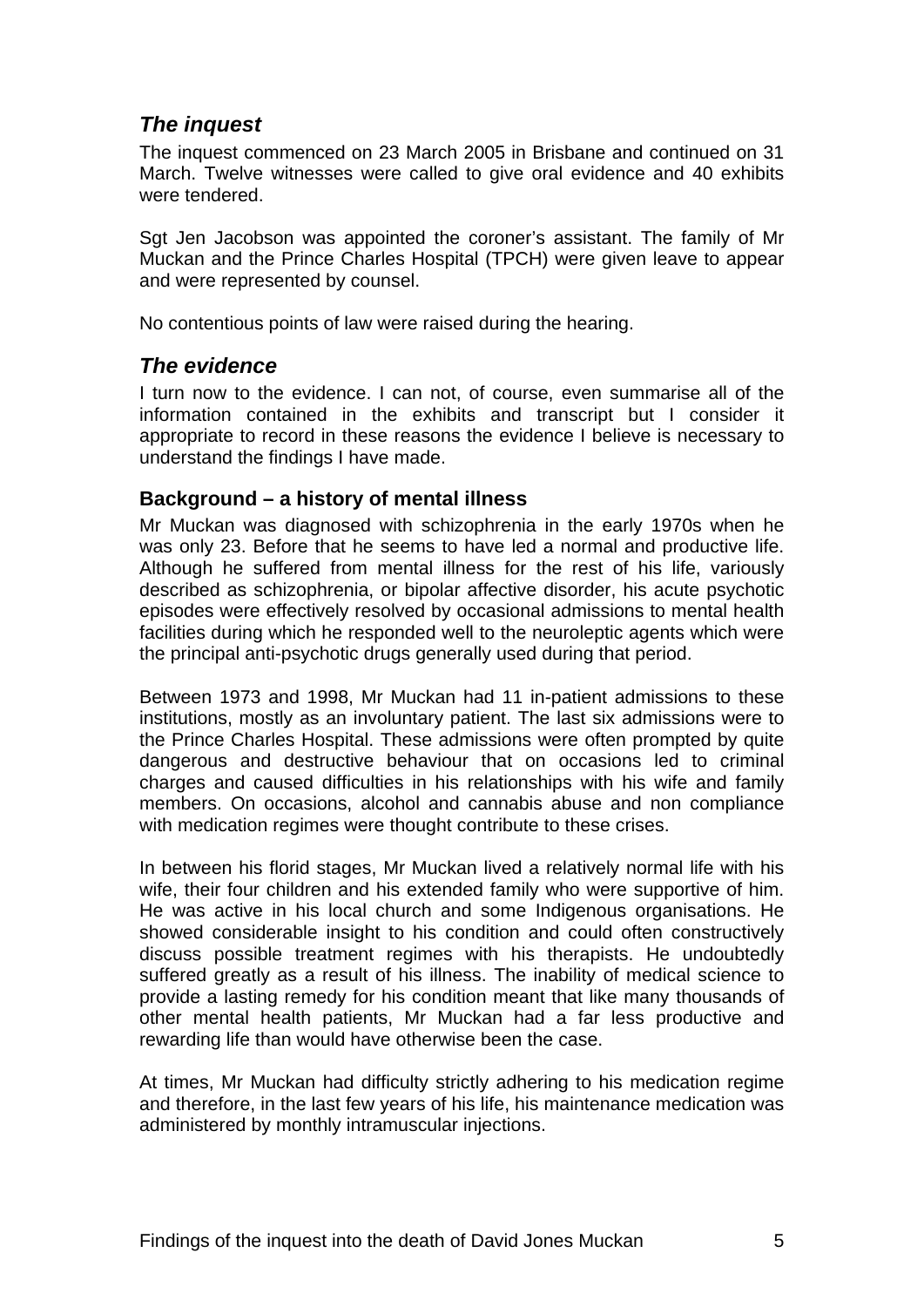## *The inquest*

The inquest commenced on 23 March 2005 in Brisbane and continued on 31 March. Twelve witnesses were called to give oral evidence and 40 exhibits were tendered.

Sgt Jen Jacobson was appointed the coroner's assistant. The family of Mr Muckan and the Prince Charles Hospital (TPCH) were given leave to appear and were represented by counsel.

No contentious points of law were raised during the hearing.

## *The evidence*

I turn now to the evidence. I can not, of course, even summarise all of the information contained in the exhibits and transcript but I consider it appropriate to record in these reasons the evidence I believe is necessary to understand the findings I have made.

### Background – a history of mental illness

Mr Muckan was diagnosed with schizophrenia in the early 1970s when he was only 23. Before that he seems to have led a normal and productive life. Although he suffered from mental illness for the rest of his life, variously described as schizophrenia, or bipolar affective disorder, his acute psychotic episodes were effectively resolved by occasional admissions to mental health facilities during which he responded well to the neuroleptic agents which were the principal anti-psychotic drugs generally used during that period.

Between 1973 and 1998, Mr Muckan had 11 in-patient admissions to these institutions, mostly as an involuntary patient. The last six admissions were to the Prince Charles Hospital. These admissions were often prompted by quite dangerous and destructive behaviour that on occasions led to criminal charges and caused difficulties in his relationships with his wife and family members. On occasions, alcohol and cannabis abuse and non compliance with medication regimes were thought contribute to these crises.

In between his florid stages, Mr Muckan lived a relatively normal life with his wife, their four children and his extended family who were supportive of him. He was active in his local church and some Indigenous organisations. He showed considerable insight to his condition and could often constructively discuss possible treatment regimes with his therapists. He undoubtedly suffered greatly as a result of his illness. The inability of medical science to provide a lasting remedy for his condition meant that like many thousands of other mental health patients, Mr Muckan had a far less productive and rewarding life than would have otherwise been the case.

At times, Mr Muckan had difficulty strictly adhering to his medication regime and therefore, in the last few years of his life, his maintenance medication was administered by monthly intramuscular injections.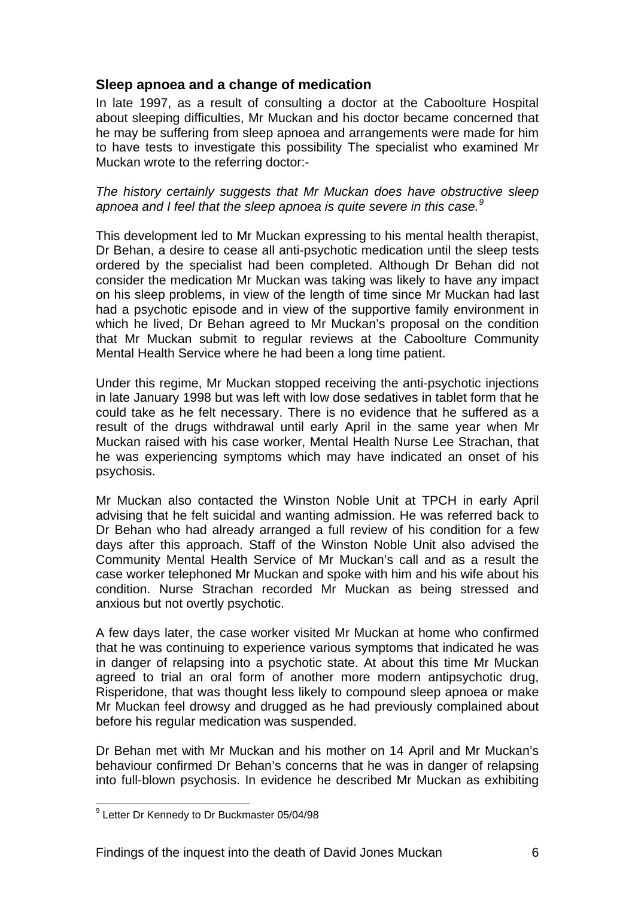## Sleep apnoea and a change of medication

In late 1997, as a result of consulting a doctor at the Caboolture Hospital about sleeping difficulties, Mr Muckan and his doctor became concerned that he may be suffering from sleep apnoea and arrangements were made for him to have tests to investigate this possibility The specialist who examined Mr Muckan wrote to the referring doctor:-

*The history certainly suggests that Mr Muckan does have obstructive sleep apnoea and I feel that the sleep apnoea is quite severe in this case.*[9]

This development led to Mr Muckan expressing to his mental health therapist, Dr Behan, a desire to cease all anti-psychotic medication until the sleep tests ordered by the specialist had been completed. Although Dr Behan did not consider the medication Mr Muckan was taking was likely to have any impact on his sleep problems, in view of the length of time since Mr Muckan had last had a psychotic episode and in view of the supportive family environment in which he lived, Dr Behan agreed to Mr Muckan's proposal on the condition that Mr Muckan submit to regular reviews at the Caboolture Community Mental Health Service where he had been a long time patient.

Under this regime, Mr Muckan stopped receiving the anti-psychotic injections in late January 1998 but was left with low dose sedatives in tablet form that he could take as he felt necessary. There is no evidence that he suffered as a result of the drugs withdrawal until early April in the same year when Mr Muckan raised with his case worker, Mental Health Nurse Lee Strachan, that he was experiencing symptoms which may have indicated an onset of his psychosis.

Mr Muckan also contacted the Winston Noble Unit at TPCH in early April advising that he felt suicidal and wanting admission. He was referred back to Dr Behan who had already arranged a full review of his condition for a few days after this approach. Staff of the Winston Noble Unit also advised the Community Mental Health Service of Mr Muckan's call and as a result the case worker telephoned Mr Muckan and spoke with him and his wife about his condition. Nurse Strachan recorded Mr Muckan as being stressed and anxious but not overtly psychotic.

A few days later, the case worker visited Mr Muckan at home who confirmed that he was continuing to experience various symptoms that indicated he was in danger of relapsing into a psychotic state. At about this time Mr Muckan agreed to trial an oral form of another more modern antipsychotic drug, Risperidone, that was thought less likely to compound sleep apnoea or make Mr Muckan feel drowsy and drugged as he had previously complained about before his regular medication was suspended.

Dr Behan met with Mr Muckan and his mother on 14 April and Mr Muckan's behaviour confirmed Dr Behan's concerns that he was in danger of relapsing into full-blown psychosis. In evidence he described Mr Muckan as exhibiting

---

[9] Letter Dr Kennedy to Dr Buckmaster 05/04/98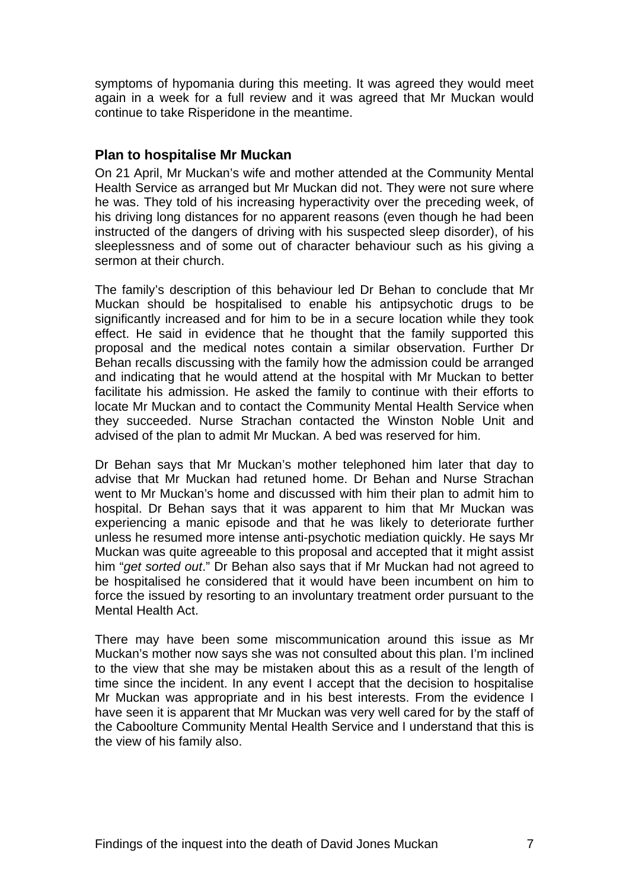symptoms of hypomania during this meeting. It was agreed they would meet again in a week for a full review and it was agreed that Mr Muckan would continue to take Risperidone in the meantime.

### Plan to hospitalise Mr Muckan

On 21 April, Mr Muckan's wife and mother attended at the Community Mental Health Service as arranged but Mr Muckan did not. They were not sure where he was. They told of his increasing hyperactivity over the preceding week, of his driving long distances for no apparent reasons (even though he had been instructed of the dangers of driving with his suspected sleep disorder), of his sleeplessness and of some out of character behaviour such as his giving a sermon at their church.

The family's description of this behaviour led Dr Behan to conclude that Mr Muckan should be hospitalised to enable his antipsychotic drugs to be significantly increased and for him to be in a secure location while they took effect. He said in evidence that he thought that the family supported this proposal and the medical notes contain a similar observation. Further Dr Behan recalls discussing with the family how the admission could be arranged and indicating that he would attend at the hospital with Mr Muckan to better facilitate his admission. He asked the family to continue with their efforts to locate Mr Muckan and to contact the Community Mental Health Service when they succeeded. Nurse Strachan contacted the Winston Noble Unit and advised of the plan to admit Mr Muckan. A bed was reserved for him.

Dr Behan says that Mr Muckan's mother telephoned him later that day to advise that Mr Muckan had retuned home. Dr Behan and Nurse Strachan went to Mr Muckan's home and discussed with him their plan to admit him to hospital. Dr Behan says that it was apparent to him that Mr Muckan was experiencing a manic episode and that he was likely to deteriorate further unless he resumed more intense anti-psychotic mediation quickly. He says Mr Muckan was quite agreeable to this proposal and accepted that it might assist him "*get sorted out*." Dr Behan also says that if Mr Muckan had not agreed to be hospitalised he considered that it would have been incumbent on him to force the issued by resorting to an involuntary treatment order pursuant to the Mental Health Act.

There may have been some miscommunication around this issue as Mr Muckan's mother now says she was not consulted about this plan. I'm inclined to the view that she may be mistaken about this as a result of the length of time since the incident. In any event I accept that the decision to hospitalise Mr Muckan was appropriate and in his best interests. From the evidence I have seen it is apparent that Mr Muckan was very well cared for by the staff of the Caboolture Community Mental Health Service and I understand that this is the view of his family also.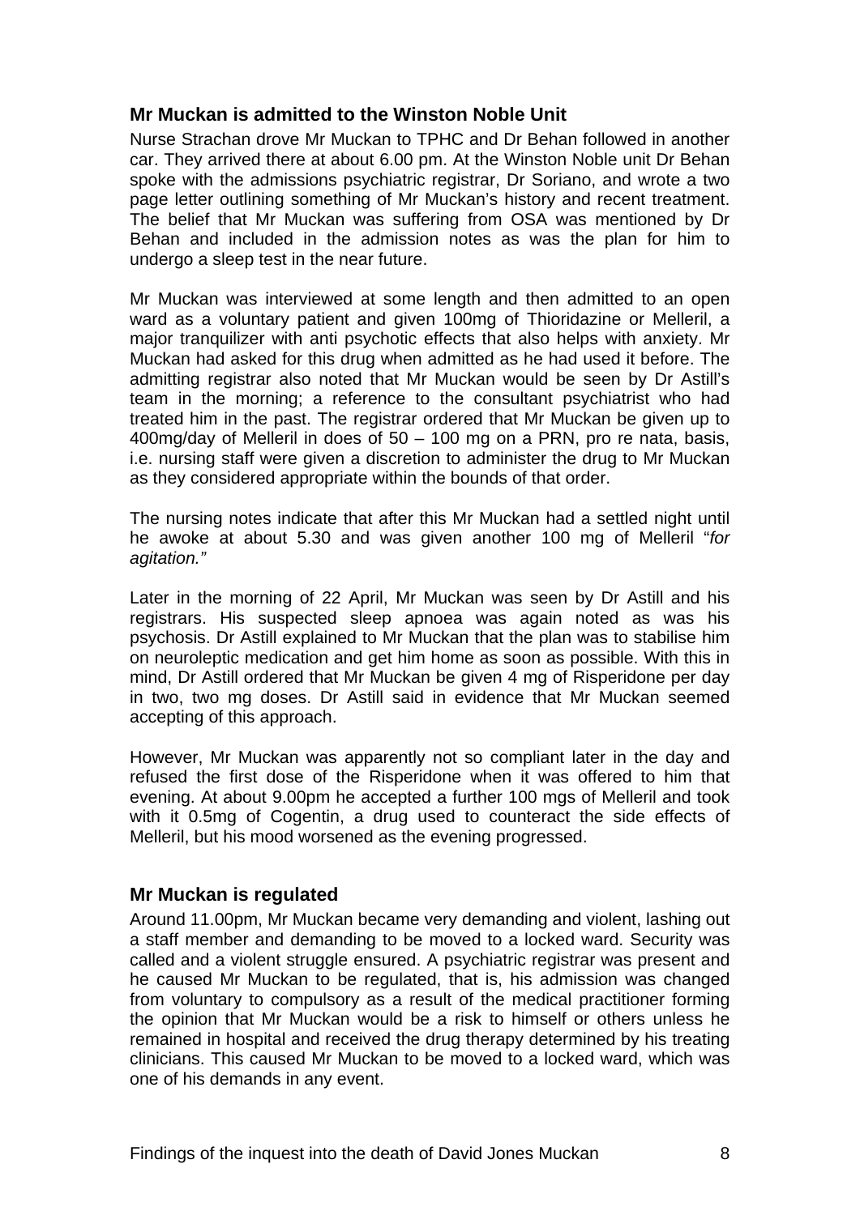## Mr Muckan is admitted to the Winston Noble Unit

Nurse Strachan drove Mr Muckan to TPHC and Dr Behan followed in another car. They arrived there at about 6.00 pm. At the Winston Noble unit Dr Behan spoke with the admissions psychiatric registrar, Dr Soriano, and wrote a two page letter outlining something of Mr Muckan's history and recent treatment. The belief that Mr Muckan was suffering from OSA was mentioned by Dr Behan and included in the admission notes as was the plan for him to undergo a sleep test in the near future.

Mr Muckan was interviewed at some length and then admitted to an open ward as a voluntary patient and given 100mg of Thioridazine or Melleril, a major tranquilizer with anti psychotic effects that also helps with anxiety. Mr Muckan had asked for this drug when admitted as he had used it before. The admitting registrar also noted that Mr Muckan would be seen by Dr Astill's team in the morning; a reference to the consultant psychiatrist who had treated him in the past. The registrar ordered that Mr Muckan be given up to 400mg/day of Melleril in does of 50 – 100 mg on a PRN, pro re nata, basis, i.e. nursing staff were given a discretion to administer the drug to Mr Muckan as they considered appropriate within the bounds of that order.

The nursing notes indicate that after this Mr Muckan had a settled night until he awoke at about 5.30 and was given another 100 mg of Melleril "*for agitation.*"

Later in the morning of 22 April, Mr Muckan was seen by Dr Astill and his registrars. His suspected sleep apnoea was again noted as was his psychosis. Dr Astill explained to Mr Muckan that the plan was to stabilise him on neuroleptic medication and get him home as soon as possible. With this in mind, Dr Astill ordered that Mr Muckan be given 4 mg of Risperidone per day in two, two mg doses. Dr Astill said in evidence that Mr Muckan seemed accepting of this approach.

However, Mr Muckan was apparently not so compliant later in the day and refused the first dose of the Risperidone when it was offered to him that evening. At about 9.00pm he accepted a further 100 mgs of Melleril and took with it 0.5mg of Cogentin, a drug used to counteract the side effects of Melleril, but his mood worsened as the evening progressed.

## Mr Muckan is regulated

Around 11.00pm, Mr Muckan became very demanding and violent, lashing out a staff member and demanding to be moved to a locked ward. Security was called and a violent struggle ensured. A psychiatric registrar was present and he caused Mr Muckan to be regulated, that is, his admission was changed from voluntary to compulsory as a result of the medical practitioner forming the opinion that Mr Muckan would be a risk to himself or others unless he remained in hospital and received the drug therapy determined by his treating clinicians. This caused Mr Muckan to be moved to a locked ward, which was one of his demands in any event.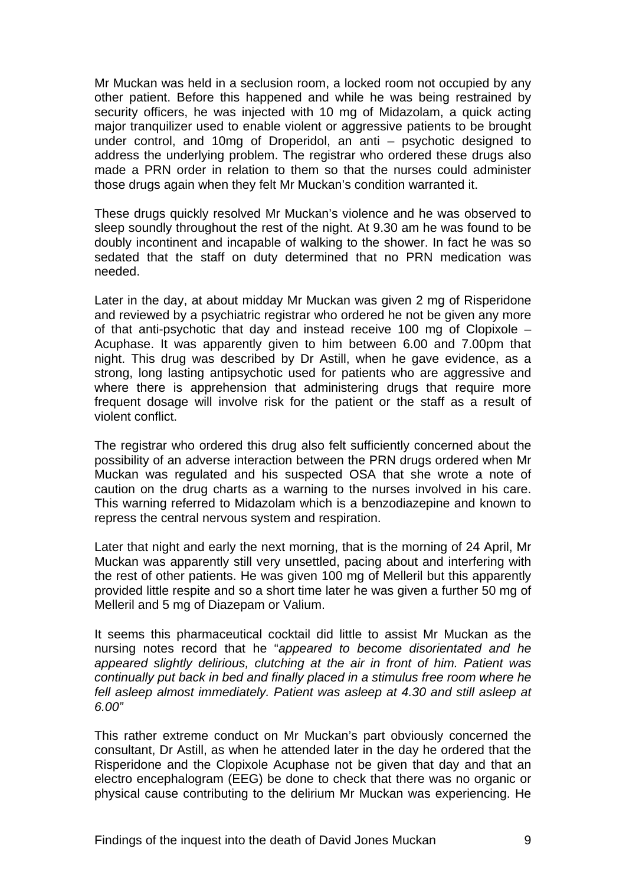Mr Muckan was held in a seclusion room, a locked room not occupied by any other patient. Before this happened and while he was being restrained by security officers, he was injected with 10 mg of Midazolam, a quick acting major tranquilizer used to enable violent or aggressive patients to be brought under control, and 10mg of Droperidol, an anti – psychotic designed to address the underlying problem. The registrar who ordered these drugs also made a PRN order in relation to them so that the nurses could administer those drugs again when they felt Mr Muckan's condition warranted it.

These drugs quickly resolved Mr Muckan's violence and he was observed to sleep soundly throughout the rest of the night. At 9.30 am he was found to be doubly incontinent and incapable of walking to the shower. In fact he was so sedated that the staff on duty determined that no PRN medication was needed.

Later in the day, at about midday Mr Muckan was given 2 mg of Risperidone and reviewed by a psychiatric registrar who ordered he not be given any more of that anti-psychotic that day and instead receive 100 mg of Clopixole – Acuphase. It was apparently given to him between 6.00 and 7.00pm that night. This drug was described by Dr Astill, when he gave evidence, as a strong, long lasting antipsychotic used for patients who are aggressive and where there is apprehension that administering drugs that require more frequent dosage will involve risk for the patient or the staff as a result of violent conflict.

The registrar who ordered this drug also felt sufficiently concerned about the possibility of an adverse interaction between the PRN drugs ordered when Mr Muckan was regulated and his suspected OSA that she wrote a note of caution on the drug charts as a warning to the nurses involved in his care. This warning referred to Midazolam which is a benzodiazepine and known to repress the central nervous system and respiration.

Later that night and early the next morning, that is the morning of 24 April, Mr Muckan was apparently still very unsettled, pacing about and interfering with the rest of other patients. He was given 100 mg of Melleril but this apparently provided little respite and so a short time later he was given a further 50 mg of Melleril and 5 mg of Diazepam or Valium.

It seems this pharmaceutical cocktail did little to assist Mr Muckan as the nursing notes record that he "*appeared to become disorientated and he appeared slightly delirious, clutching at the air in front of him. Patient was continually put back in bed and finally placed in a stimulus free room where he fell asleep almost immediately. Patient was asleep at 4.30 and still asleep at 6.00*"

This rather extreme conduct on Mr Muckan's part obviously concerned the consultant, Dr Astill, as when he attended later in the day he ordered that the Risperidone and the Clopixole Acuphase not be given that day and that an electro encephalogram (EEG) be done to check that there was no organic or physical cause contributing to the delirium Mr Muckan was experiencing. He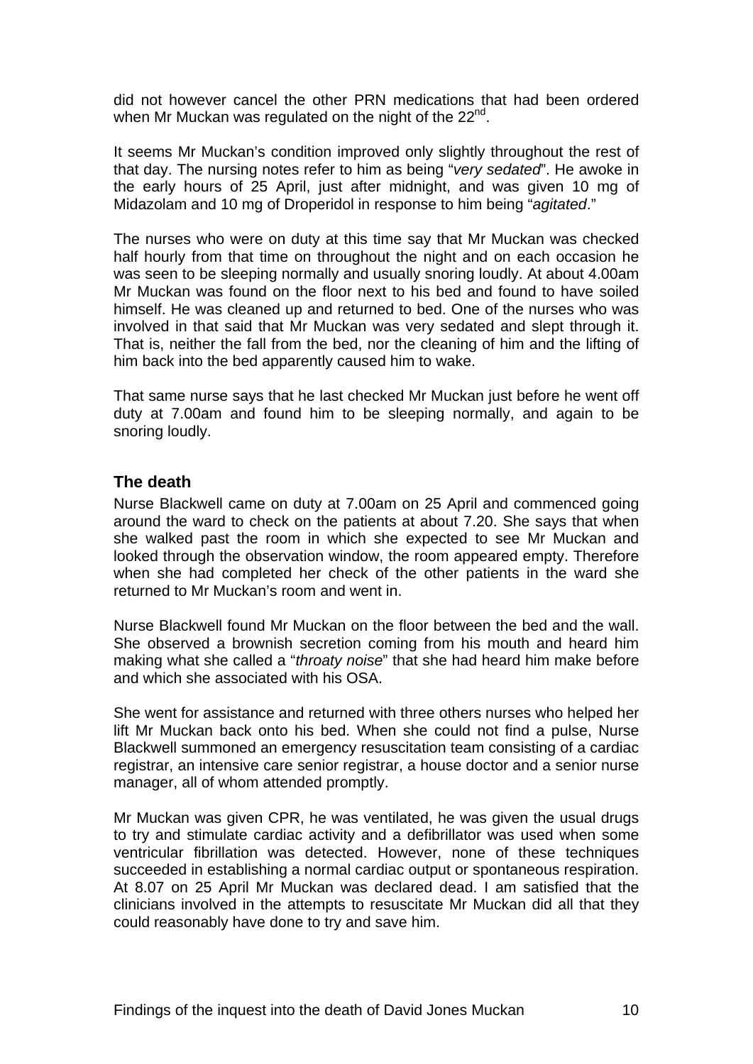did not however cancel the other PRN medications that had been ordered when Mr Muckan was regulated on the night of the 22[nd].

It seems Mr Muckan's condition improved only slightly throughout the rest of that day. The nursing notes refer to him as being "*very sedated*". He awoke in the early hours of 25 April, just after midnight, and was given 10 mg of Midazolam and 10 mg of Droperidol in response to him being "*agitated*."

The nurses who were on duty at this time say that Mr Muckan was checked half hourly from that time on throughout the night and on each occasion he was seen to be sleeping normally and usually snoring loudly. At about 4.00am Mr Muckan was found on the floor next to his bed and found to have soiled himself. He was cleaned up and returned to bed. One of the nurses who was involved in that said that Mr Muckan was very sedated and slept through it. That is, neither the fall from the bed, nor the cleaning of him and the lifting of him back into the bed apparently caused him to wake.

That same nurse says that he last checked Mr Muckan just before he went off duty at 7.00am and found him to be sleeping normally, and again to be snoring loudly.

## The death

Nurse Blackwell came on duty at 7.00am on 25 April and commenced going around the ward to check on the patients at about 7.20. She says that when she walked past the room in which she expected to see Mr Muckan and looked through the observation window, the room appeared empty. Therefore when she had completed her check of the other patients in the ward she returned to Mr Muckan's room and went in.

Nurse Blackwell found Mr Muckan on the floor between the bed and the wall. She observed a brownish secretion coming from his mouth and heard him making what she called a "*throaty noise*" that she had heard him make before and which she associated with his OSA.

She went for assistance and returned with three others nurses who helped her lift Mr Muckan back onto his bed. When she could not find a pulse, Nurse Blackwell summoned an emergency resuscitation team consisting of a cardiac registrar, an intensive care senior registrar, a house doctor and a senior nurse manager, all of whom attended promptly.

Mr Muckan was given CPR, he was ventilated, he was given the usual drugs to try and stimulate cardiac activity and a defibrillator was used when some ventricular fibrillation was detected. However, none of these techniques succeeded in establishing a normal cardiac output or spontaneous respiration. At 8.07 on 25 April Mr Muckan was declared dead. I am satisfied that the clinicians involved in the attempts to resuscitate Mr Muckan did all that they could reasonably have done to try and save him.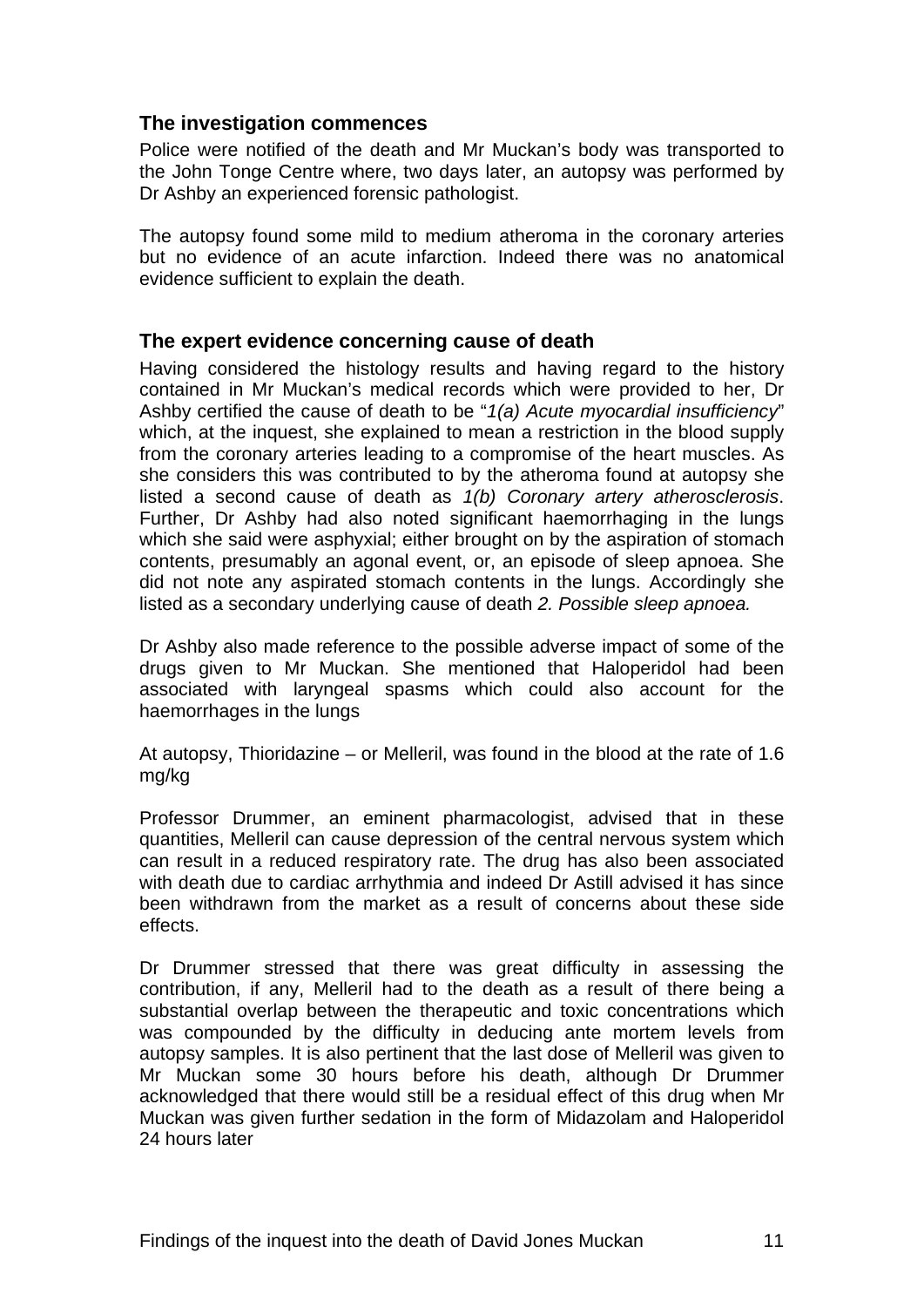## The investigation commences

Police were notified of the death and Mr Muckan's body was transported to the John Tonge Centre where, two days later, an autopsy was performed by Dr Ashby an experienced forensic pathologist.

The autopsy found some mild to medium atheroma in the coronary arteries but no evidence of an acute infarction. Indeed there was no anatomical evidence sufficient to explain the death.

## The expert evidence concerning cause of death

Having considered the histology results and having regard to the history contained in Mr Muckan's medical records which were provided to her, Dr Ashby certified the cause of death to be "*1(a) Acute myocardial insufficiency*" which, at the inquest, she explained to mean a restriction in the blood supply from the coronary arteries leading to a compromise of the heart muscles. As she considers this was contributed to by the atheroma found at autopsy she listed a second cause of death as *1(b) Coronary artery atherosclerosis*. Further, Dr Ashby had also noted significant haemorrhaging in the lungs which she said were asphyxial; either brought on by the aspiration of stomach contents, presumably an agonal event, or, an episode of sleep apnoea. She did not note any aspirated stomach contents in the lungs. Accordingly she listed as a secondary underlying cause of death *2. Possible sleep apnoea.*

Dr Ashby also made reference to the possible adverse impact of some of the drugs given to Mr Muckan. She mentioned that Haloperidol had been associated with laryngeal spasms which could also account for the haemorrhages in the lungs

At autopsy, Thioridazine – or Melleril, was found in the blood at the rate of 1.6 mg/kg

Professor Drummer, an eminent pharmacologist, advised that in these quantities, Melleril can cause depression of the central nervous system which can result in a reduced respiratory rate. The drug has also been associated with death due to cardiac arrhythmia and indeed Dr Astill advised it has since been withdrawn from the market as a result of concerns about these side effects.

Dr Drummer stressed that there was great difficulty in assessing the contribution, if any, Melleril had to the death as a result of there being a substantial overlap between the therapeutic and toxic concentrations which was compounded by the difficulty in deducing ante mortem levels from autopsy samples. It is also pertinent that the last dose of Melleril was given to Mr Muckan some 30 hours before his death, although Dr Drummer acknowledged that there would still be a residual effect of this drug when Mr Muckan was given further sedation in the form of Midazolam and Haloperidol 24 hours later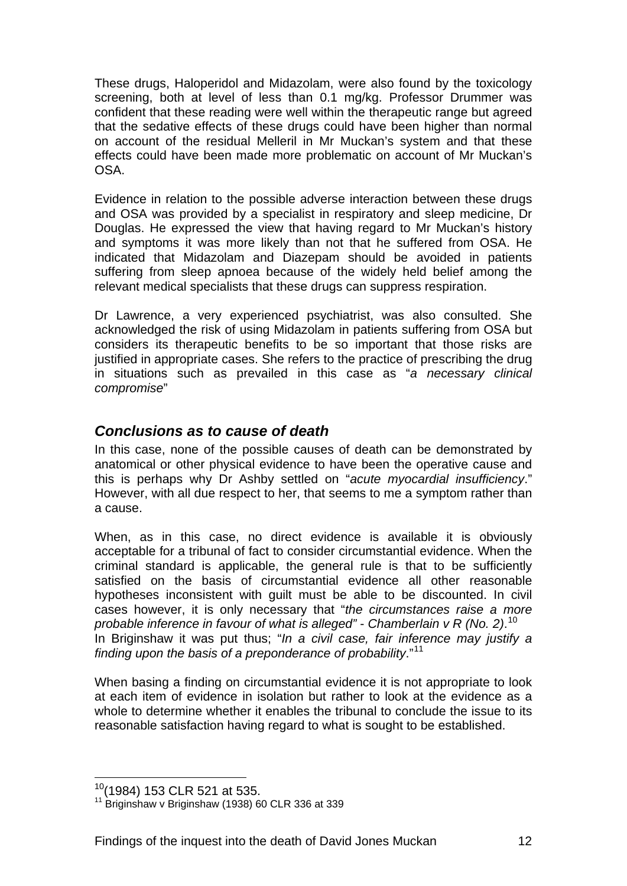These drugs, Haloperidol and Midazolam, were also found by the toxicology screening, both at level of less than 0.1 mg/kg. Professor Drummer was confident that these reading were well within the therapeutic range but agreed that the sedative effects of these drugs could have been higher than normal on account of the residual Melleril in Mr Muckan's system and that these effects could have been made more problematic on account of Mr Muckan's OSA.

Evidence in relation to the possible adverse interaction between these drugs and OSA was provided by a specialist in respiratory and sleep medicine, Dr Douglas. He expressed the view that having regard to Mr Muckan's history and symptoms it was more likely than not that he suffered from OSA. He indicated that Midazolam and Diazepam should be avoided in patients suffering from sleep apnoea because of the widely held belief among the relevant medical specialists that these drugs can suppress respiration.

Dr Lawrence, a very experienced psychiatrist, was also consulted. She acknowledged the risk of using Midazolam in patients suffering from OSA but considers its therapeutic benefits to be so important that those risks are justified in appropriate cases. She refers to the practice of prescribing the drug in situations such as prevailed in this case as "*a necessary clinical compromise*"

## *Conclusions as to cause of death*

In this case, none of the possible causes of death can be demonstrated by anatomical or other physical evidence to have been the operative cause and this is perhaps why Dr Ashby settled on "*acute myocardial insufficiency*." However, with all due respect to her, that seems to me a symptom rather than a cause.

When, as in this case, no direct evidence is available it is obviously acceptable for a tribunal of fact to consider circumstantial evidence. When the criminal standard is applicable, the general rule is that to be sufficiently satisfied on the basis of circumstantial evidence all other reasonable hypotheses inconsistent with guilt must be able to be discounted. In civil cases however, it is only necessary that "*the circumstances raise a more probable inference in favour of what is alleged" - Chamberlain v R (No. 2)*.[10]
In Briginshaw it was put thus; "*In a civil case, fair inference may justify a finding upon the basis of a preponderance of probability*."[11]

When basing a finding on circumstantial evidence it is not appropriate to look at each item of evidence in isolation but rather to look at the evidence as a whole to determine whether it enables the tribunal to conclude the issue to its reasonable satisfaction having regard to what is sought to be established.

---

[10] (1984) 153 CLR 521 at 535.

[11] Briginshaw v Briginshaw (1938) 60 CLR 336 at 339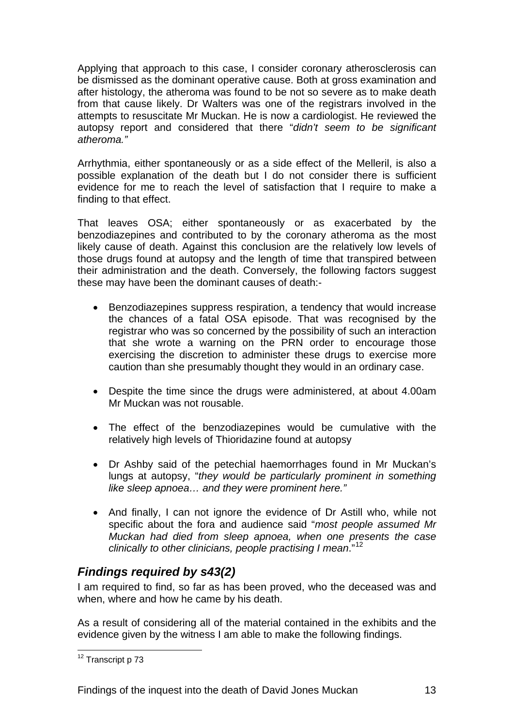Applying that approach to this case, I consider coronary atherosclerosis can be dismissed as the dominant operative cause. Both at gross examination and after histology, the atheroma was found to be not so severe as to make death from that cause likely. Dr Walters was one of the registrars involved in the attempts to resuscitate Mr Muckan. He is now a cardiologist. He reviewed the autopsy report and considered that there "*didn't seem to be significant atheroma.*"

Arrhythmia, either spontaneously or as a side effect of the Melleril, is also a possible explanation of the death but I do not consider there is sufficient evidence for me to reach the level of satisfaction that I require to make a finding to that effect.

That leaves OSA; either spontaneously or as exacerbated by the benzodiazepines and contributed to by the coronary atheroma as the most likely cause of death. Against this conclusion are the relatively low levels of those drugs found at autopsy and the length of time that transpired between their administration and the death. Conversely, the following factors suggest these may have been the dominant causes of death:-

- Benzodiazepines suppress respiration, a tendency that would increase the chances of a fatal OSA episode. That was recognised by the registrar who was so concerned by the possibility of such an interaction that she wrote a warning on the PRN order to encourage those exercising the discretion to administer these drugs to exercise more caution than she presumably thought they would in an ordinary case.

- Despite the time since the drugs were administered, at about 4.00am Mr Muckan was not rousable.

- The effect of the benzodiazepines would be cumulative with the relatively high levels of Thioridazine found at autopsy

- Dr Ashby said of the petechial haemorrhages found in Mr Muckan's lungs at autopsy, "*they would be particularly prominent in something like sleep apnoea… and they were prominent here.*"

- And finally, I can not ignore the evidence of Dr Astill who, while not specific about the fora and audience said "*most people assumed Mr Muckan had died from sleep apnoea, when one presents the case clinically to other clinicians, people practising I mean*."[12]

## *Findings required by s43(2)*

I am required to find, so far as has been proved, who the deceased was and when, where and how he came by his death.

As a result of considering all of the material contained in the exhibits and the evidence given by the witness I am able to make the following findings.

---

[12] Transcript p 73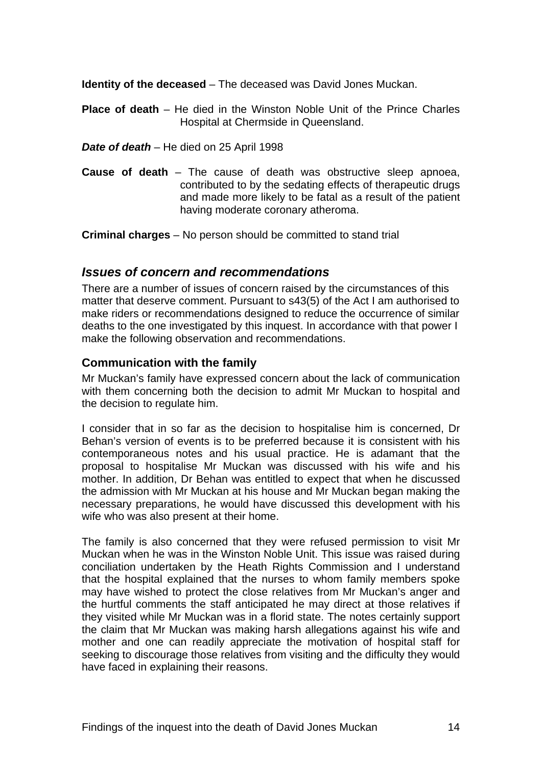**Identity of the deceased** – The deceased was David Jones Muckan.

**Place of death** – He died in the Winston Noble Unit of the Prince Charles Hospital at Chermside in Queensland.

***Date of death*** – He died on 25 April 1998

**Cause of death** – The cause of death was obstructive sleep apnoea, contributed to by the sedating effects of therapeutic drugs and made more likely to be fatal as a result of the patient having moderate coronary atheroma.

**Criminal charges** – No person should be committed to stand trial

## *Issues of concern and recommendations*

There are a number of issues of concern raised by the circumstances of this matter that deserve comment. Pursuant to s43(5) of the Act I am authorised to make riders or recommendations designed to reduce the occurrence of similar deaths to the one investigated by this inquest. In accordance with that power I make the following observation and recommendations.

### Communication with the family

Mr Muckan's family have expressed concern about the lack of communication with them concerning both the decision to admit Mr Muckan to hospital and the decision to regulate him.

I consider that in so far as the decision to hospitalise him is concerned, Dr Behan's version of events is to be preferred because it is consistent with his contemporaneous notes and his usual practice. He is adamant that the proposal to hospitalise Mr Muckan was discussed with his wife and his mother. In addition, Dr Behan was entitled to expect that when he discussed the admission with Mr Muckan at his house and Mr Muckan began making the necessary preparations, he would have discussed this development with his wife who was also present at their home.

The family is also concerned that they were refused permission to visit Mr Muckan when he was in the Winston Noble Unit. This issue was raised during conciliation undertaken by the Heath Rights Commission and I understand that the hospital explained that the nurses to whom family members spoke may have wished to protect the close relatives from Mr Muckan's anger and the hurtful comments the staff anticipated he may direct at those relatives if they visited while Mr Muckan was in a florid state. The notes certainly support the claim that Mr Muckan was making harsh allegations against his wife and mother and one can readily appreciate the motivation of hospital staff for seeking to discourage those relatives from visiting and the difficulty they would have faced in explaining their reasons.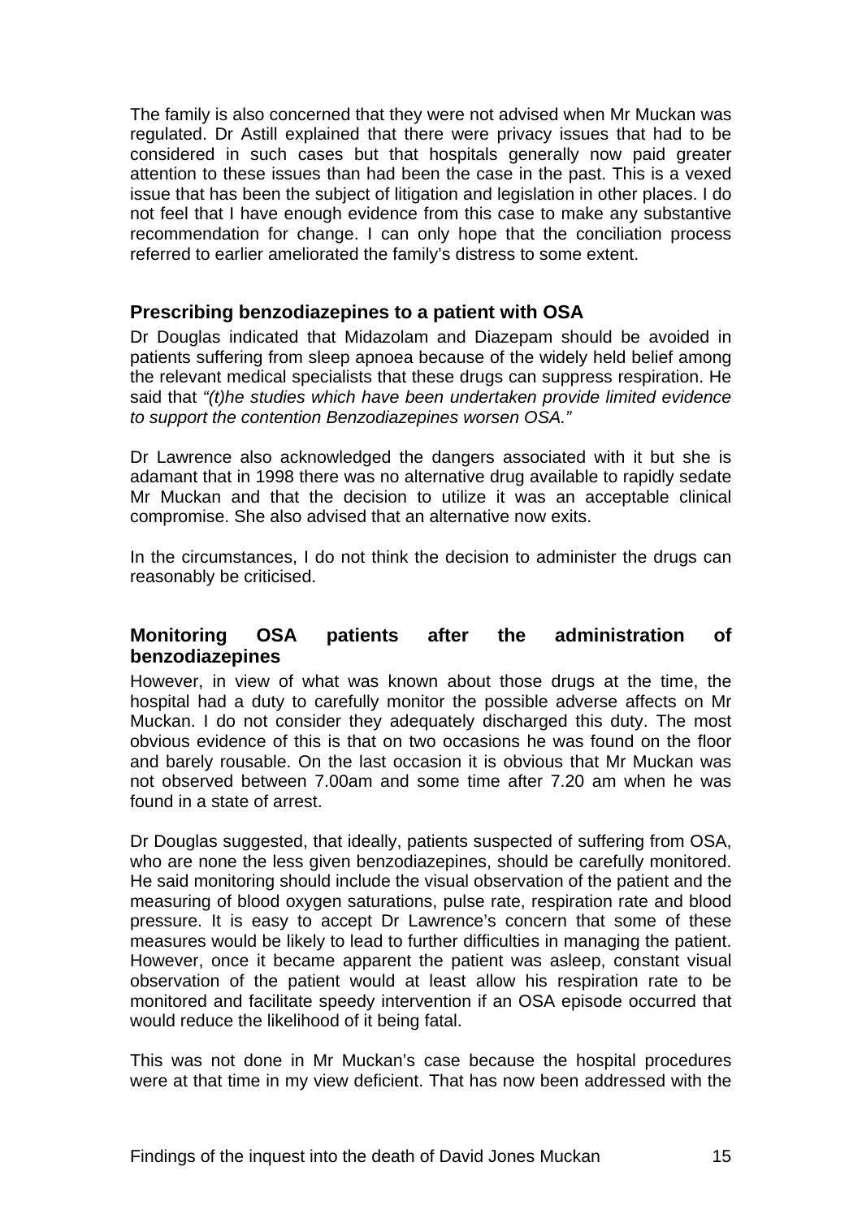The family is also concerned that they were not advised when Mr Muckan was regulated. Dr Astill explained that there were privacy issues that had to be considered in such cases but that hospitals generally now paid greater attention to these issues than had been the case in the past. This is a vexed issue that has been the subject of litigation and legislation in other places. I do not feel that I have enough evidence from this case to make any substantive recommendation for change. I can only hope that the conciliation process referred to earlier ameliorated the family's distress to some extent.

### Prescribing benzodiazepines to a patient with OSA

Dr Douglas indicated that Midazolam and Diazepam should be avoided in patients suffering from sleep apnoea because of the widely held belief among the relevant medical specialists that these drugs can suppress respiration. He said that *"(t)he studies which have been undertaken provide limited evidence to support the contention Benzodiazepines worsen OSA."*

Dr Lawrence also acknowledged the dangers associated with it but she is adamant that in 1998 there was no alternative drug available to rapidly sedate Mr Muckan and that the decision to utilize it was an acceptable clinical compromise. She also advised that an alternative now exits.

In the circumstances, I do not think the decision to administer the drugs can reasonably be criticised.

### Monitoring OSA patients after the administration of benzodiazepines

However, in view of what was known about those drugs at the time, the hospital had a duty to carefully monitor the possible adverse affects on Mr Muckan. I do not consider they adequately discharged this duty. The most obvious evidence of this is that on two occasions he was found on the floor and barely rousable. On the last occasion it is obvious that Mr Muckan was not observed between 7.00am and some time after 7.20 am when he was found in a state of arrest.

Dr Douglas suggested, that ideally, patients suspected of suffering from OSA, who are none the less given benzodiazepines, should be carefully monitored. He said monitoring should include the visual observation of the patient and the measuring of blood oxygen saturations, pulse rate, respiration rate and blood pressure. It is easy to accept Dr Lawrence's concern that some of these measures would be likely to lead to further difficulties in managing the patient. However, once it became apparent the patient was asleep, constant visual observation of the patient would at least allow his respiration rate to be monitored and facilitate speedy intervention if an OSA episode occurred that would reduce the likelihood of it being fatal.

This was not done in Mr Muckan's case because the hospital procedures were at that time in my view deficient. That has now been addressed with the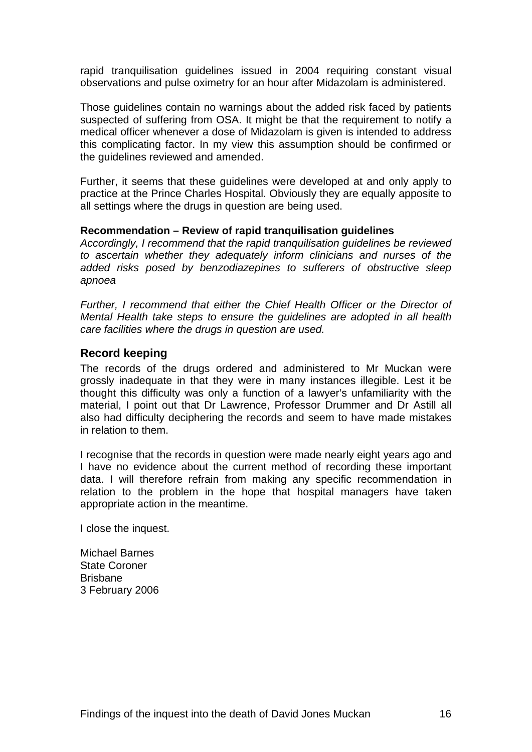rapid tranquilisation guidelines issued in 2004 requiring constant visual observations and pulse oximetry for an hour after Midazolam is administered.

Those guidelines contain no warnings about the added risk faced by patients suspected of suffering from OSA. It might be that the requirement to notify a medical officer whenever a dose of Midazolam is given is intended to address this complicating factor. In my view this assumption should be confirmed or the guidelines reviewed and amended.

Further, it seems that these guidelines were developed at and only apply to practice at the Prince Charles Hospital. Obviously they are equally apposite to all settings where the drugs in question are being used.

**Recommendation – Review of rapid tranquilisation guidelines**
*Accordingly, I recommend that the rapid tranquilisation guidelines be reviewed to ascertain whether they adequately inform clinicians and nurses of the added risks posed by benzodiazepines to sufferers of obstructive sleep apnoea*

*Further, I recommend that either the Chief Health Officer or the Director of Mental Health take steps to ensure the guidelines are adopted in all health care facilities where the drugs in question are used.*

## Record keeping

The records of the drugs ordered and administered to Mr Muckan were grossly inadequate in that they were in many instances illegible. Lest it be thought this difficulty was only a function of a lawyer's unfamiliarity with the material, I point out that Dr Lawrence, Professor Drummer and Dr Astill all also had difficulty deciphering the records and seem to have made mistakes in relation to them.

I recognise that the records in question were made nearly eight years ago and I have no evidence about the current method of recording these important data. I will therefore refrain from making any specific recommendation in relation to the problem in the hope that hospital managers have taken appropriate action in the meantime.

I close the inquest.

Michael Barnes
State Coroner
Brisbane
3 February 2006